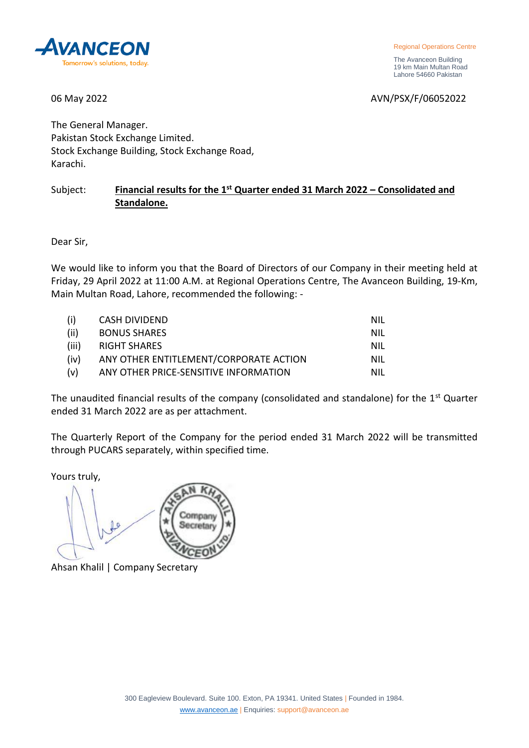**AVANCEON**
Tomorrow's solutions, today.

Regional Operations Centre

The Avanceon Building
19 km Main Multan Road
Lahore 54660 Pakistan

06 May 2022

AVN/PSX/F/06052022

The General Manager.
Pakistan Stock Exchange Limited.
Stock Exchange Building, Stock Exchange Road,
Karachi.

Subject: **Financial results for the 1st Quarter ended 31 March 2022 – Consolidated and Standalone.**

Dear Sir,

We would like to inform you that the Board of Directors of our Company in their meeting held at Friday, 29 April 2022 at 11:00 A.M. at Regional Operations Centre, The Avanceon Building, 19-Km, Main Multan Road, Lahore, recommended the following: -

| | | |
|---|---|---|
| (i) | CASH DIVIDEND | NIL |
| (ii) | BONUS SHARES | NIL |
| (iii) | RIGHT SHARES | NIL |
| (iv) | ANY OTHER ENTITLEMENT/CORPORATE ACTION | NIL |
| (v) | ANY OTHER PRICE-SENSITIVE INFORMATION | NIL |

The unaudited financial results of the company (consolidated and standalone) for the 1st Quarter ended 31 March 2022 are as per attachment.

The Quarterly Report of the Company for the period ended 31 March 2022 will be transmitted through PUCARS separately, within specified time.

Yours truly,

AHSAN KHALIL Company Secretary AVANCEON LTD.

Ahsan Khalil | Company Secretary

300 Eagleview Boulevard. Suite 100. Exton, PA 19341. United States | Founded in 1984.
www.avanceon.ae | Enquiries: support@avanceon.ae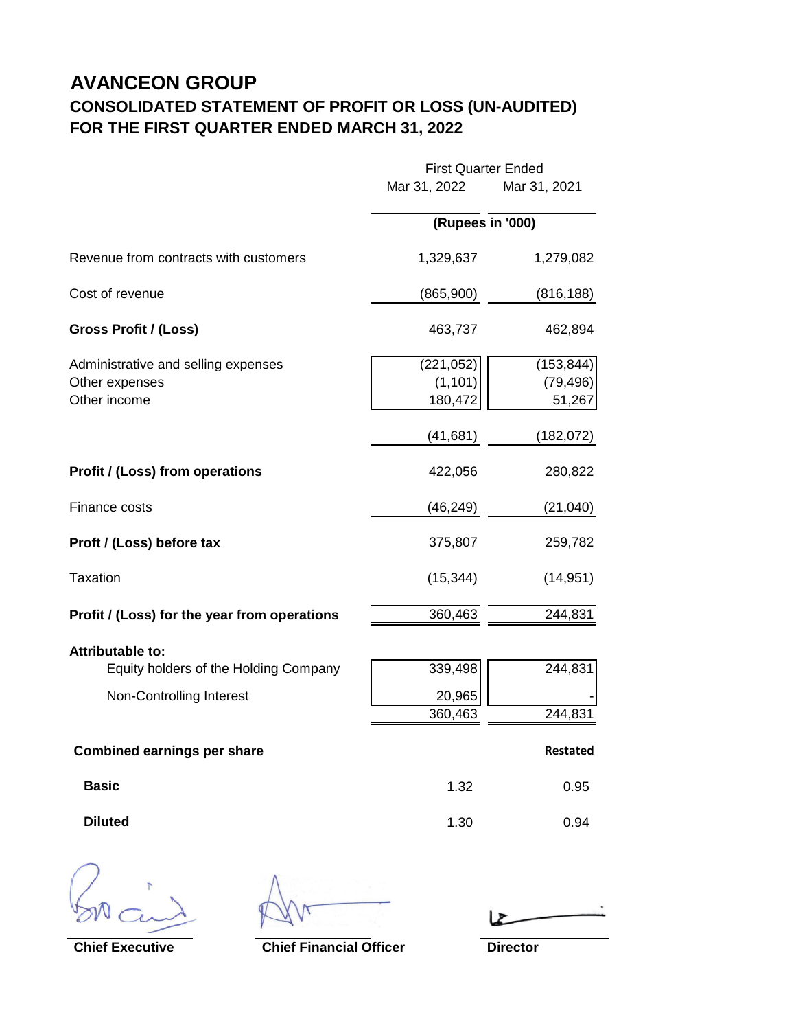# AVANCEON GROUP

## CONSOLIDATED STATEMENT OF PROFIT OR LOSS (UN-AUDITED)
## FOR THE FIRST QUARTER ENDED MARCH 31, 2022

| | First Quarter Ended Mar 31, 2022 | First Quarter Ended Mar 31, 2021 |
|---|---|---|
| | (Rupees in '000) | |
| Revenue from contracts with customers | 1,329,637 | 1,279,082 |
| Cost of revenue | (865,900) | (816,188) |
| **Gross Profit / (Loss)** | 463,737 | 462,894 |
| Administrative and selling expenses | (221,052) | (153,844) |
| Other expenses | (1,101) | (79,496) |
| Other income | 180,472 | 51,267 |
| | (41,681) | (182,072) |
| **Profit / (Loss) from operations** | 422,056 | 280,822 |
| Finance costs | (46,249) | (21,040) |
| **Proft / (Loss) before tax** | 375,807 | 259,782 |
| Taxation | (15,344) | (14,951) |
| **Profit / (Loss) for the year from operations** | 360,463 | 244,831 |
| **Attributable to:** | | |
| Equity holders of the Holding Company | 339,498 | 244,831 |
| Non-Controlling Interest | 20,965 | - |
| | 360,463 | 244,831 |
| **Combined earnings per share** | | **Restated** |
| **Basic** | 1.32 | 0.95 |
| **Diluted** | 1.30 | 0.94 |

**Chief Executive** | **Chief Financial Officer** | **Director**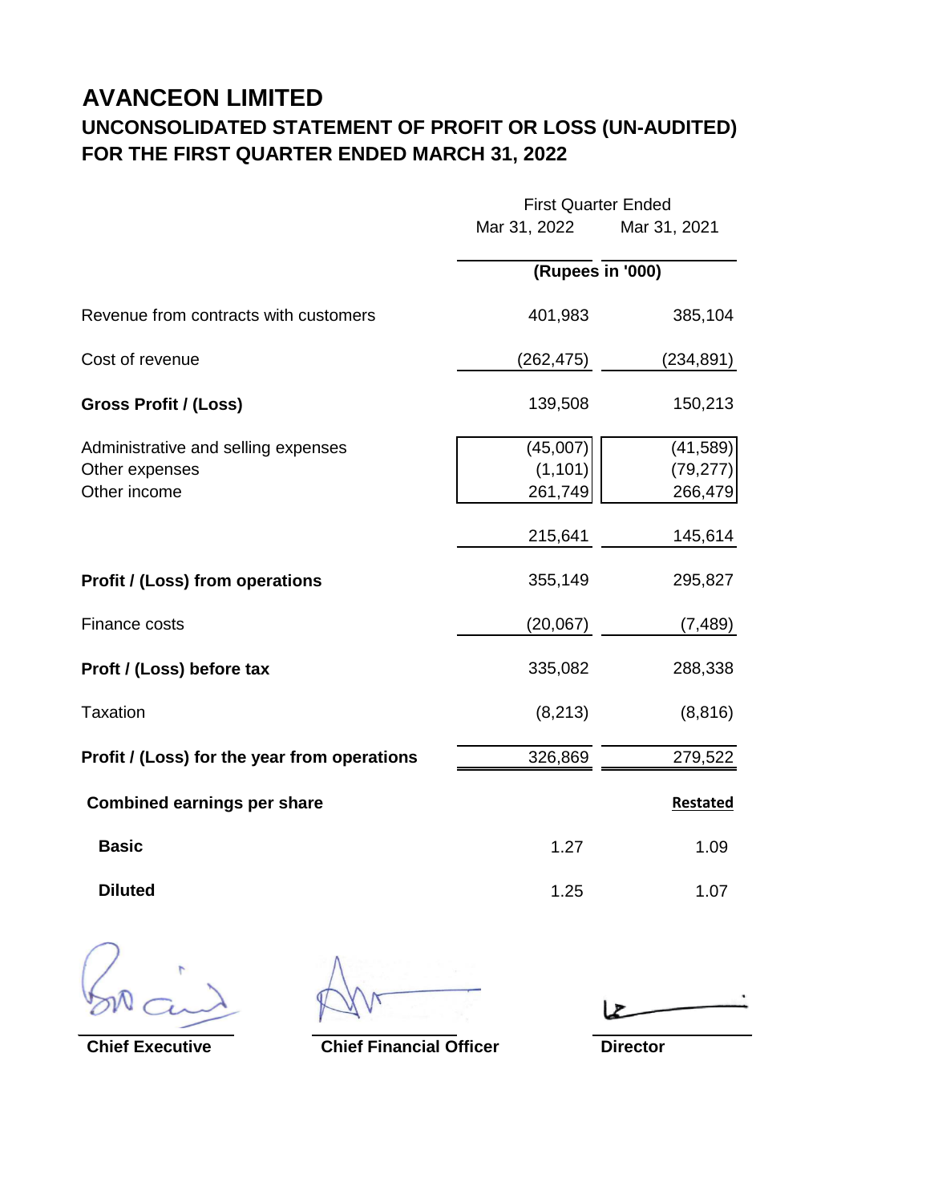# AVANCEON LIMITED

## UNCONSOLIDATED STATEMENT OF PROFIT OR LOSS (UN-AUDITED)
## FOR THE FIRST QUARTER ENDED MARCH 31, 2022

| | First Quarter Ended | |
|---|---|---|
| | Mar 31, 2022 | Mar 31, 2021 |
| | (Rupees in '000) | |
| Revenue from contracts with customers | 401,983 | 385,104 |
| Cost of revenue | (262,475) | (234,891) |
| **Gross Profit / (Loss)** | 139,508 | 150,213 |
| Administrative and selling expenses | (45,007) | (41,589) |
| Other expenses | (1,101) | (79,277) |
| Other income | 261,749 | 266,479 |
| | 215,641 | 145,614 |
| **Profit / (Loss) from operations** | 355,149 | 295,827 |
| Finance costs | (20,067) | (7,489) |
| **Proft / (Loss) before tax** | 335,082 | 288,338 |
| Taxation | (8,213) | (8,816) |
| **Profit / (Loss) for the year from operations** | 326,869 | 279,522 |
| **Combined earnings per share** | | **Restated** |
| **Basic** | 1.27 | 1.09 |
| **Diluted** | 1.25 | 1.07 |

**Chief Executive** **Chief Financial Officer** **Director**